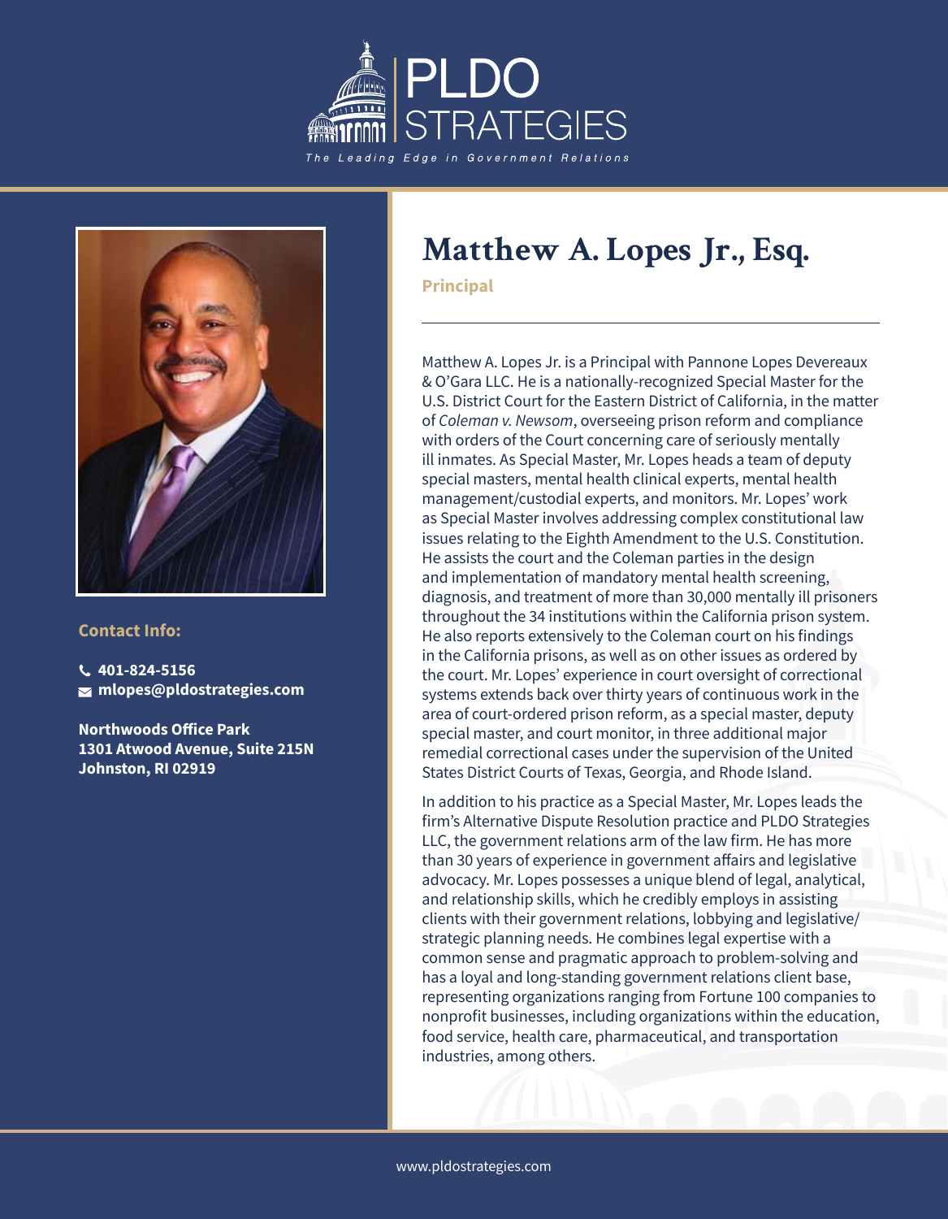# PLDO STRATEGIES

*The Leading Edge in Government Relations*

**Contact Info:**

- **401-824-5156**
- **mlopes@pldostrategies.com**

**Northwoods Office Park**
**1301 Atwood Avenue, Suite 215N**
**Johnston, RI 02919**

## Matthew A. Lopes Jr., Esq.

**Principal**

---

Matthew A. Lopes Jr. is a Principal with Pannone Lopes Devereaux & O'Gara LLC. He is a nationally-recognized Special Master for the U.S. District Court for the Eastern District of California, in the matter of *Coleman v. Newsom*, overseeing prison reform and compliance with orders of the Court concerning care of seriously mentally ill inmates. As Special Master, Mr. Lopes heads a team of deputy special masters, mental health clinical experts, mental health management/custodial experts, and monitors. Mr. Lopes' work as Special Master involves addressing complex constitutional law issues relating to the Eighth Amendment to the U.S. Constitution. He assists the court and the Coleman parties in the design and implementation of mandatory mental health screening, diagnosis, and treatment of more than 30,000 mentally ill prisoners throughout the 34 institutions within the California prison system. He also reports extensively to the Coleman court on his findings in the California prisons, as well as on other issues as ordered by the court. Mr. Lopes' experience in court oversight of correctional systems extends back over thirty years of continuous work in the area of court-ordered prison reform, as a special master, deputy special master, and court monitor, in three additional major remedial correctional cases under the supervision of the United States District Courts of Texas, Georgia, and Rhode Island.

In addition to his practice as a Special Master, Mr. Lopes leads the firm's Alternative Dispute Resolution practice and PLDO Strategies LLC, the government relations arm of the law firm. He has more than 30 years of experience in government affairs and legislative advocacy. Mr. Lopes possesses a unique blend of legal, analytical, and relationship skills, which he credibly employs in assisting clients with their government relations, lobbying and legislative/strategic planning needs. He combines legal expertise with a common sense and pragmatic approach to problem-solving and has a loyal and long-standing government relations client base, representing organizations ranging from Fortune 100 companies to nonprofit businesses, including organizations within the education, food service, health care, pharmaceutical, and transportation industries, among others.

www.pldostrategies.com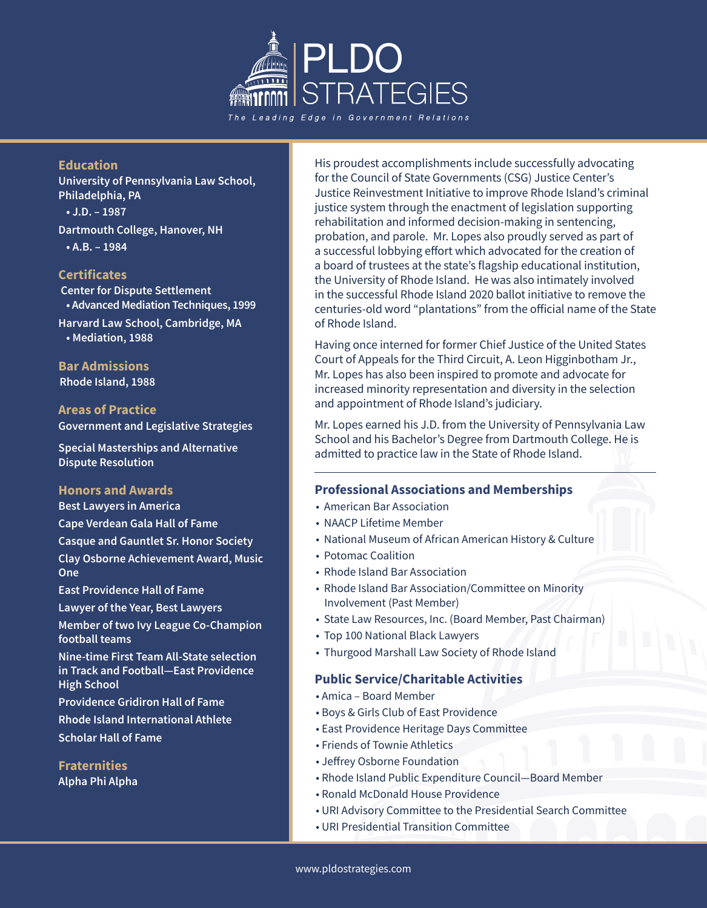# PLDO STRATEGIES

*The Leading Edge in Government Relations*

## Education

**University of Pennsylvania Law School, Philadelphia, PA**
- **J.D. – 1987**

**Dartmouth College, Hanover, NH**
- **A.B. – 1984**

## Certificates

**Center for Dispute Settlement**
- **Advanced Mediation Techniques, 1999**

**Harvard Law School, Cambridge, MA**
- **Mediation, 1988**

## Bar Admissions

**Rhode Island, 1988**

## Areas of Practice

**Government and Legislative Strategies**

**Special Masterships and Alternative Dispute Resolution**

## Honors and Awards

**Best Lawyers in America**

**Cape Verdean Gala Hall of Fame**

**Casque and Gauntlet Sr. Honor Society**

**Clay Osborne Achievement Award, Music One**

**East Providence Hall of Fame**

**Lawyer of the Year, Best Lawyers**

**Member of two Ivy League Co-Champion football teams**

**Nine-time First Team All-State selection in Track and Football—East Providence High School**

**Providence Gridiron Hall of Fame**

**Rhode Island International Athlete**

**Scholar Hall of Fame**

## Fraternities

**Alpha Phi Alpha**

His proudest accomplishments include successfully advocating for the Council of State Governments (CSG) Justice Center's Justice Reinvestment Initiative to improve Rhode Island's criminal justice system through the enactment of legislation supporting rehabilitation and informed decision-making in sentencing, probation, and parole. Mr. Lopes also proudly served as part of a successful lobbying effort which advocated for the creation of a board of trustees at the state's flagship educational institution, the University of Rhode Island. He was also intimately involved in the successful Rhode Island 2020 ballot initiative to remove the centuries-old word "plantations" from the official name of the State of Rhode Island.

Having once interned for former Chief Justice of the United States Court of Appeals for the Third Circuit, A. Leon Higginbotham Jr., Mr. Lopes has also been inspired to promote and advocate for increased minority representation and diversity in the selection and appointment of Rhode Island's judiciary.

Mr. Lopes earned his J.D. from the University of Pennsylvania Law School and his Bachelor's Degree from Dartmouth College. He is admitted to practice law in the State of Rhode Island.

---

## Professional Associations and Memberships

- American Bar Association
- NAACP Lifetime Member
- National Museum of African American History & Culture
- Potomac Coalition
- Rhode Island Bar Association
- Rhode Island Bar Association/Committee on Minority Involvement (Past Member)
- State Law Resources, Inc. (Board Member, Past Chairman)
- Top 100 National Black Lawyers
- Thurgood Marshall Law Society of Rhode Island

## Public Service/Charitable Activities

- Amica – Board Member
- Boys & Girls Club of East Providence
- East Providence Heritage Days Committee
- Friends of Townie Athletics
- Jeffrey Osborne Foundation
- Rhode Island Public Expenditure Council—Board Member
- Ronald McDonald House Providence
- URI Advisory Committee to the Presidential Search Committee
- URI Presidential Transition Committee

www.pldostrategies.com